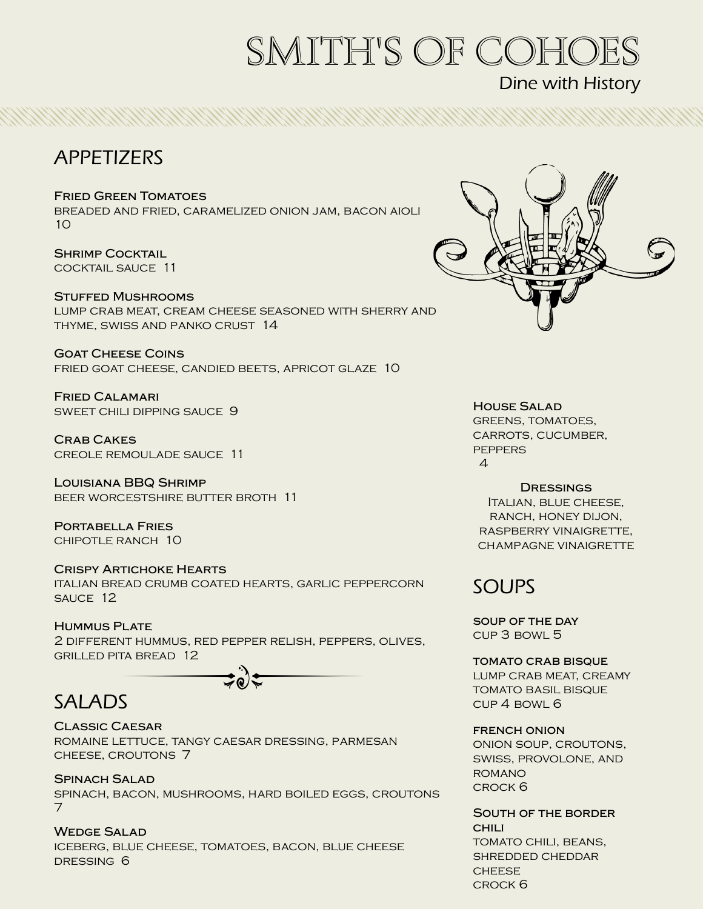# SMITH'S OF COHOES

Dine with History

## APPETIZERS

**Fried Green Tomatoes**
breaded and fried, caramelized onion jam, bacon aioli
10

**Shrimp Cocktail**
cocktail sauce 11

**Stuffed Mushrooms**
lump crab meat, cream cheese seasoned with sherry and thyme, swiss and panko crust 14

**Goat Cheese Coins**
fried goat cheese, candied beets, apricot glaze 10

**Fried Calamari**
sweet chili dipping sauce 9

**Crab Cakes**
creole remoulade sauce 11

**Louisiana BBQ Shrimp**
beer worcestshire butter broth 11

**Portabella Fries**
chipotle ranch 10

**Crispy Artichoke Hearts**
italian bread crumb coated hearts, garlic peppercorn sauce 12

**Hummus Plate**
2 different hummus, red pepper relish, peppers, olives, grilled pita bread 12

## SALADS

**Classic Caesar**
romaine lettuce, tangy caesar dressing, parmesan cheese, croutons 7

**Spinach Salad**
spinach, bacon, mushrooms, hard boiled eggs, croutons
7

**Wedge Salad**
iceberg, blue cheese, tomatoes, bacon, blue cheese dressing 6

**House Salad**
greens, tomatoes, carrots, cucumber, peppers
4

**Dressings**
Italian, blue cheese, ranch, honey dijon, raspberry vinaigrette, champagne vinaigrette

## SOUPS

**soup of the day**
cup 3 bowl 5

**tomato crab bisque**
lump crab meat, creamy tomato basil bisque
cup 4 bowl 6

**french onion**
onion soup, croutons, swiss, provolone, and romano
crock 6

**South of the border chili**
tomato chili, beans, shredded cheddar cheese
crock 6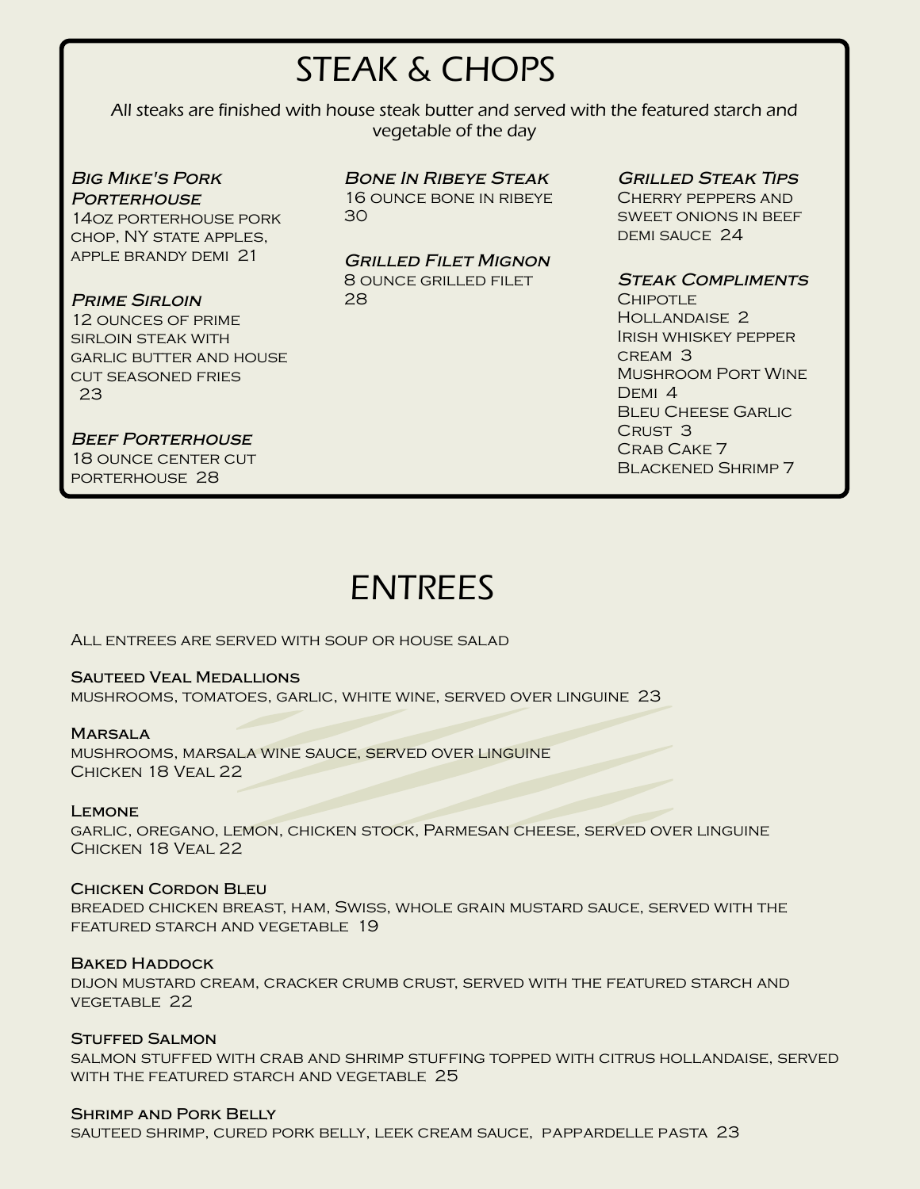# STEAK & CHOPS

*All steaks are finished with house steak butter and served with the featured starch and vegetable of the day*

### *Big Mike's Pork Porterhouse*
14oz porterhouse pork chop, NY state apples, apple brandy demi 21

### *Prime Sirloin*
12 ounces of prime sirloin steak with garlic butter and house cut seasoned fries 23

### *Beef Porterhouse*
18 ounce center cut porterhouse 28

### *Bone In Ribeye Steak*
16 ounce bone in ribeye 30

### *Grilled Filet Mignon*
8 ounce grilled filet 28

### *Grilled Steak Tips*
Cherry peppers and sweet onions in beef demi sauce 24

### *Steak Compliments*
Chipotle Hollandaise 2
Irish whiskey pepper cream 3
Mushroom Port Wine Demi 4
Bleu Cheese Garlic Crust 3
Crab Cake 7
Blackened Shrimp 7

# ENTREES

All entrees are served with soup or house salad

**Sauteed Veal Medallions**
mushrooms, tomatoes, garlic, white wine, served over linguine 23

**Marsala**
mushrooms, marsala wine sauce, served over linguine
Chicken 18 Veal 22

**Lemone**
garlic, oregano, lemon, chicken stock, Parmesan cheese, served over linguine
Chicken 18 Veal 22

**Chicken Cordon Bleu**
breaded chicken breast, ham, Swiss, whole grain mustard sauce, served with the featured starch and vegetable 19

**Baked Haddock**
dijon mustard cream, cracker crumb crust, served with the featured starch and vegetable 22

**Stuffed Salmon**
salmon stuffed with crab and shrimp stuffing topped with citrus hollandaise, served with the featured starch and vegetable 25

**Shrimp and Pork Belly**
sauteed shrimp, cured pork belly, leek cream sauce, pappardelle pasta 23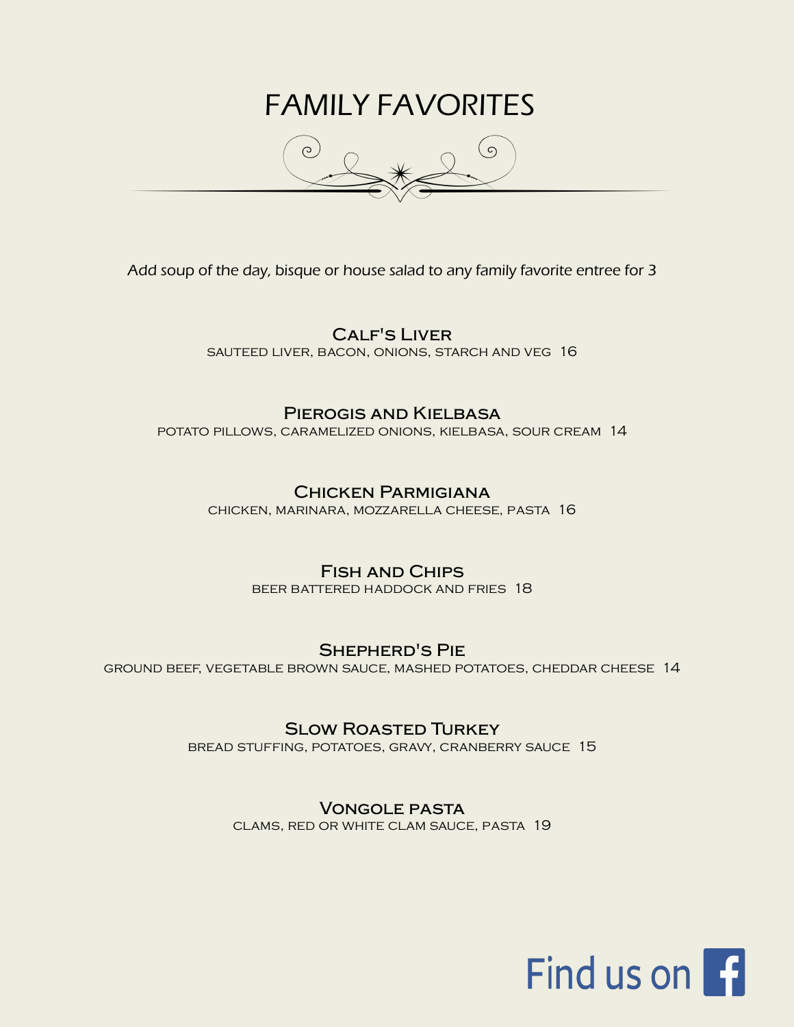# FAMILY FAVORITES

*Add soup of the day, bisque or house salad to any family favorite entree for 3*

### Calf's Liver

sauteed liver, bacon, onions, starch and veg 16

### Pierogis and Kielbasa

potato pillows, caramelized onions, kielbasa, sour cream 14

### Chicken Parmigiana

chicken, marinara, mozzarella cheese, pasta 16

### Fish and Chips

beer battered haddock and fries 18

### Shepherd's Pie

ground beef, vegetable brown sauce, mashed potatoes, cheddar cheese 14

### Slow Roasted Turkey

bread stuffing, potatoes, gravy, cranberry sauce 15

### Vongole pasta

clams, red or white clam sauce, pasta 19

Find us on f